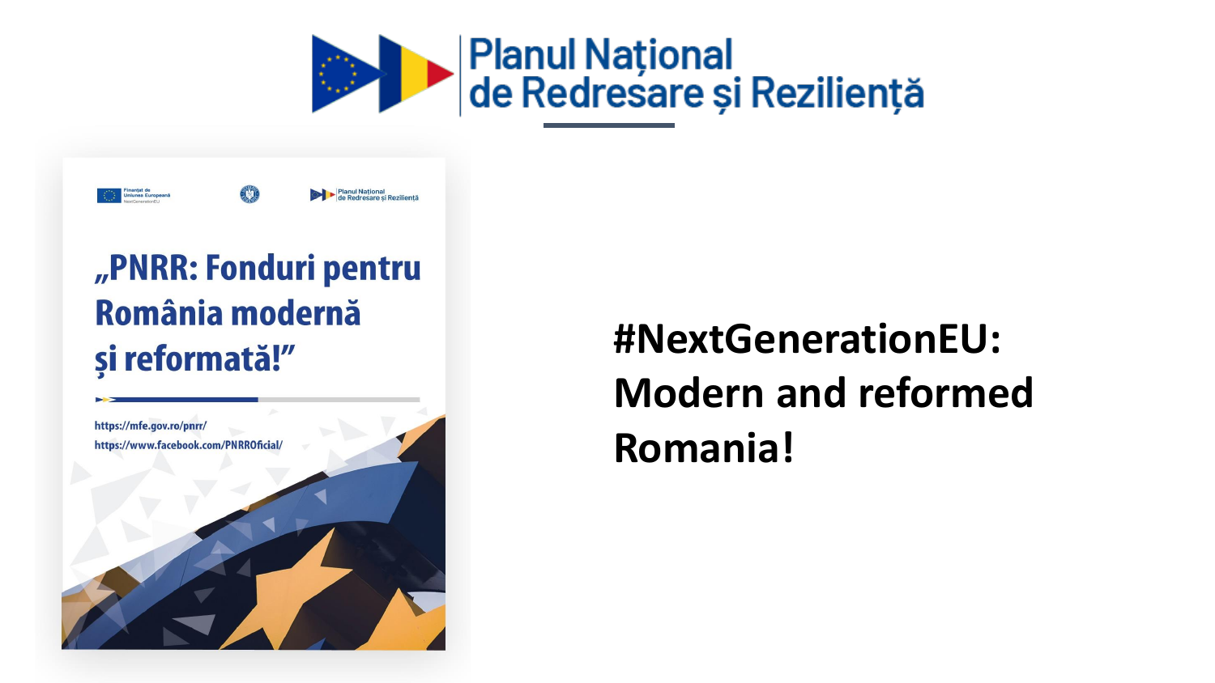# Planul Național de Redresare și Reziliență

Finanțat de Uniunea Europeană NextGenerationEU

Planul Național de Redresare și Reziliență

## „PNRR: Fonduri pentru România modernă și reformată!”

https://mfe.gov.ro/pnrr/

https://www.facebook.com/PNRROficial/

**#NextGenerationEU: Modern and reformed Romania!**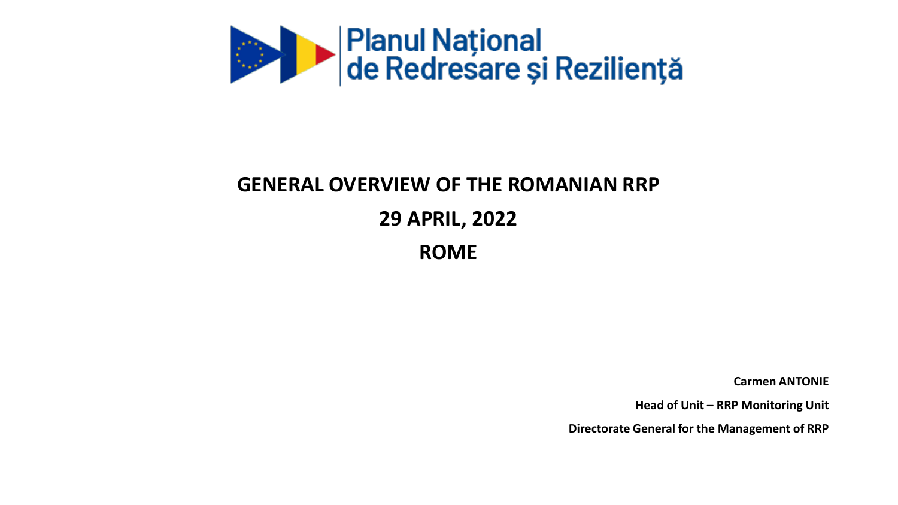Planul Național de Redresare și Reziliență

# GENERAL OVERVIEW OF THE ROMANIAN RRP

## 29 APRIL, 2022

## ROME

**Carmen ANTONIE**

**Head of Unit – RRP Monitoring Unit**

**Directorate General for the Management of RRP**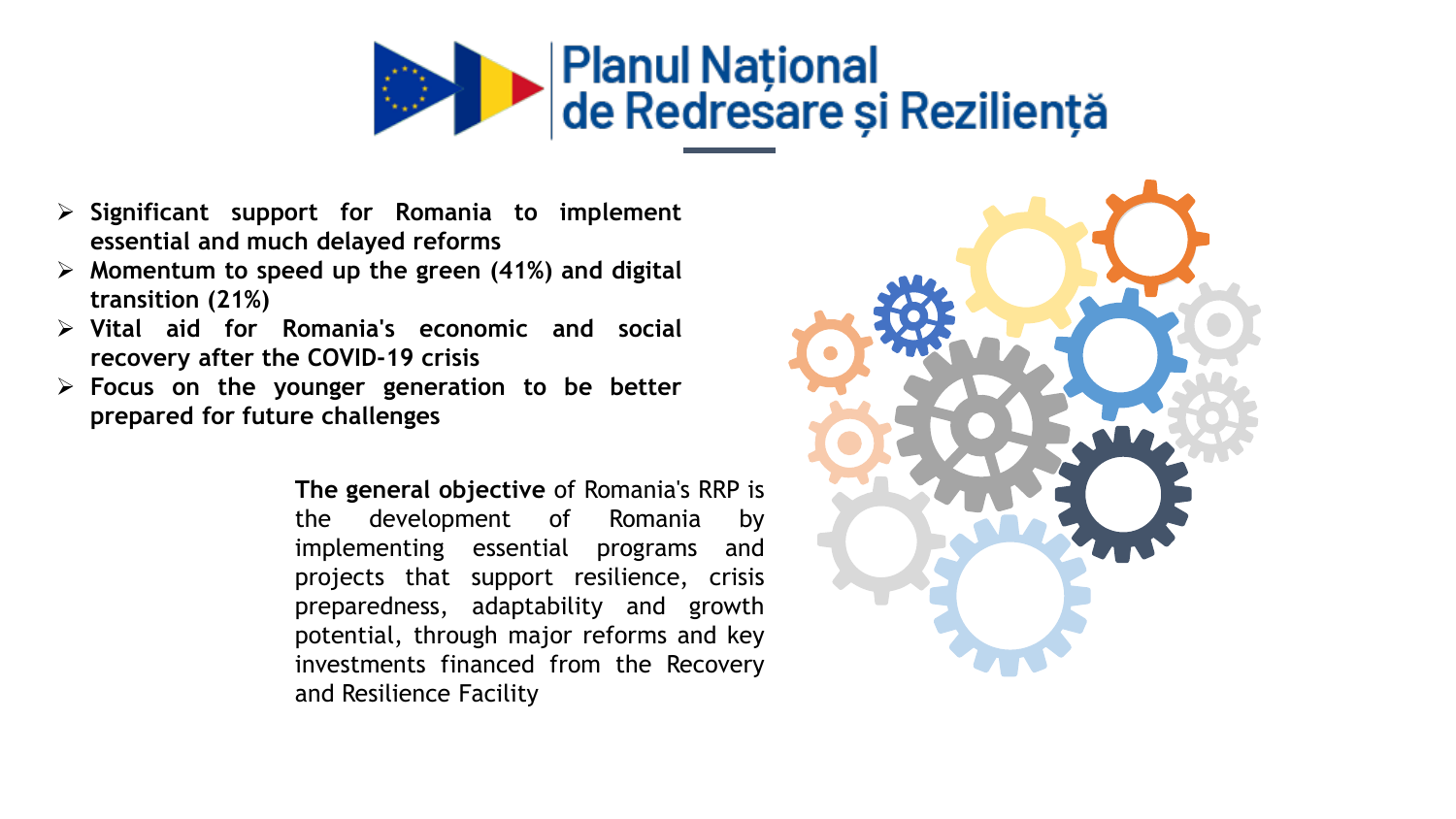# Planul Național de Redresare și Reziliență

- **Significant support for Romania to implement essential and much delayed reforms**
- **Momentum to speed up the green (41%) and digital transition (21%)**
- **Vital aid for Romania's economic and social recovery after the COVID-19 crisis**
- **Focus on the younger generation to be better prepared for future challenges**

**The general objective** of Romania's RRP is the development of Romania by implementing essential programs and projects that support resilience, crisis preparedness, adaptability and growth potential, through major reforms and key investments financed from the Recovery and Resilience Facility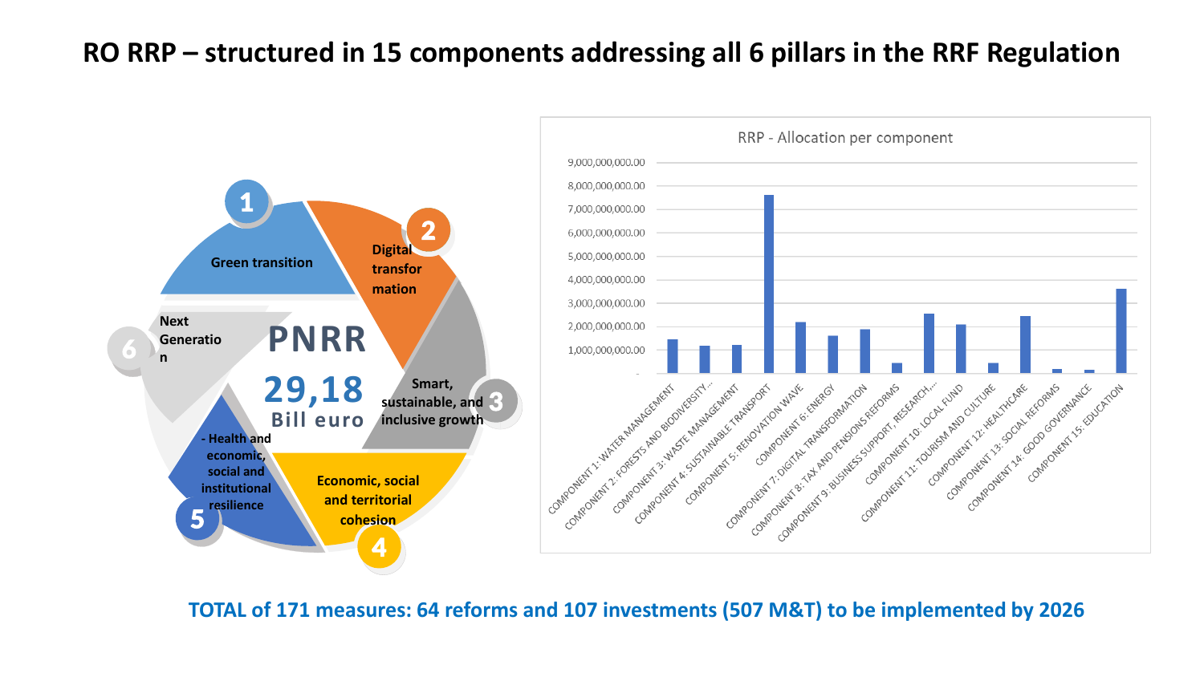# RO RRP – structured in 15 components addressing all 6 pillars in the RRF Regulation

**PNRR**

**29,18**

**Bill euro**

1. Green transition
2. Digital transformation
3. Smart, sustainable, and inclusive growth
4. Economic, social and territorial cohesion
5. Health and economic, social and institutional resilience
6. Next Generation

**RRP - Allocation per component**

| Component | Approx. allocation (EUR) |
| --- | --- |
| COMPONENT 1: WATER MANAGEMENT | ~1,450,000,000 |
| COMPONENT 2: FORESTS AND BIODIVERSITY... | ~1,170,000,000 |
| COMPONENT 3: WASTE MANAGEMENT | ~1,200,000,000 |
| COMPONENT 4: SUSTAINABLE TRANSPORT | ~7,620,000,000 |
| COMPONENT 5: RENOVATION WAVE | ~2,200,000,000 |
| COMPONENT 6: ENERGY | ~1,620,000,000 |
| COMPONENT 7: DIGITAL TRANSFORMATION | ~1,880,000,000 |
| COMPONENT 8: TAX AND PENSIONS REFORMS | ~420,000,000 |
| COMPONENT 9: BUSINESS SUPPORT, RESEARCH,... | ~2,550,000,000 |
| COMPONENT 10: LOCAL FUND | ~2,100,000,000 |
| COMPONENT 11: TOURISM AND CULTURE | ~420,000,000 |
| COMPONENT 12: HEALTHCARE | ~2,450,000,000 |
| COMPONENT 13: SOCIAL REFORMS | ~170,000,000 |
| COMPONENT 14: GOOD GOVERNANCE | ~140,000,000 |
| COMPONENT 15: EDUCATION | ~3,600,000,000 |

**TOTAL of 171 measures: 64 reforms and 107 investments (507 M&T) to be implemented by 2026**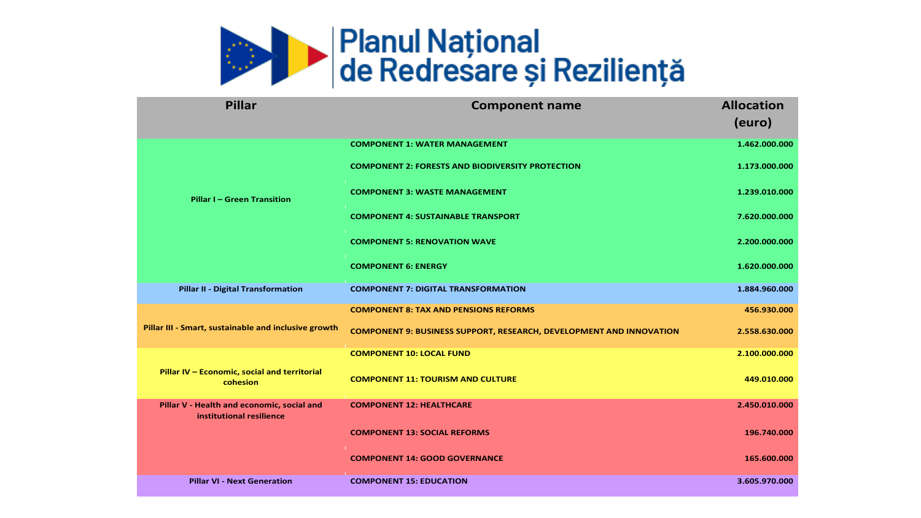# Planul Național de Redresare și Reziliență

| Pillar | Component name | Allocation (euro) |
| --- | --- | --- |
| Pillar I – Green Transition | COMPONENT 1: WATER MANAGEMENT | 1.462.000.000 |
| | COMPONENT 2: FORESTS AND BIODIVERSITY PROTECTION | 1.173.000.000 |
| | COMPONENT 3: WASTE MANAGEMENT | 1.239.010.000 |
| | COMPONENT 4: SUSTAINABLE TRANSPORT | 7.620.000.000 |
| | COMPONENT 5: RENOVATION WAVE | 2.200.000.000 |
| | COMPONENT 6: ENERGY | 1.620.000.000 |
| Pillar II - Digital Transformation | COMPONENT 7: DIGITAL TRANSFORMATION | 1.884.960.000 |
| Pillar III - Smart, sustainable and inclusive growth | COMPONENT 8: TAX AND PENSIONS REFORMS | 456.930.000 |
| | COMPONENT 9: BUSINESS SUPPORT, RESEARCH, DEVELOPMENT AND INNOVATION | 2.558.630.000 |
| Pillar IV – Economic, social and territorial cohesion | COMPONENT 10: LOCAL FUND | 2.100.000.000 |
| | COMPONENT 11: TOURISM AND CULTURE | 449.010.000 |
| Pillar V - Health and economic, social and institutional resilience | COMPONENT 12: HEALTHCARE | 2.450.010.000 |
| | COMPONENT 13: SOCIAL REFORMS | 196.740.000 |
| | COMPONENT 14: GOOD GOVERNANCE | 165.600.000 |
| Pillar VI - Next Generation | COMPONENT 15: EDUCATION | 3.605.970.000 |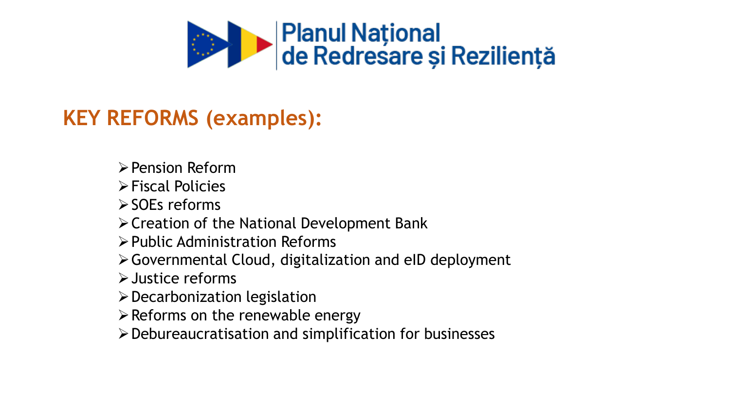Planul Național de Redresare și Reziliență

## KEY REFORMS (examples):

- Pension Reform
- Fiscal Policies
- SOEs reforms
- Creation of the National Development Bank
- Public Administration Reforms
- Governmental Cloud, digitalization and eID deployment
- Justice reforms
- Decarbonization legislation
- Reforms on the renewable energy
- Debureaucratisation and simplification for businesses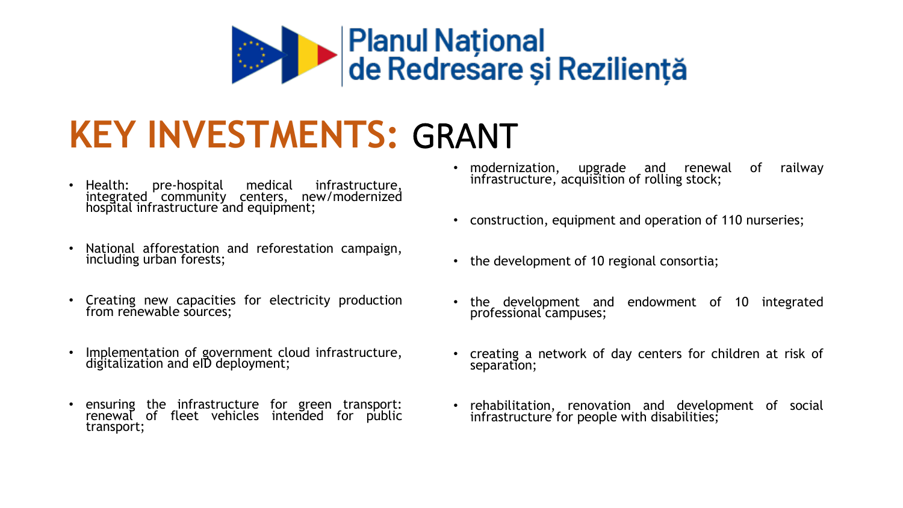Planul Național de Redresare și Reziliență

# KEY INVESTMENTS: GRANT

- Health: pre-hospital medical infrastructure, integrated community centers, new/modernized hospital infrastructure and equipment;
- National afforestation and reforestation campaign, including urban forests;
- Creating new capacities for electricity production from renewable sources;
- Implementation of government cloud infrastructure, digitalization and eID deployment;
- ensuring the infrastructure for green transport: renewal of fleet vehicles intended for public transport;
- modernization, upgrade and renewal of railway infrastructure, acquisition of rolling stock;
- construction, equipment and operation of 110 nurseries;
- the development of 10 regional consortia;
- the development and endowment of 10 integrated professional campuses;
- creating a network of day centers for children at risk of separation;
- rehabilitation, renovation and development of social infrastructure for people with disabilities;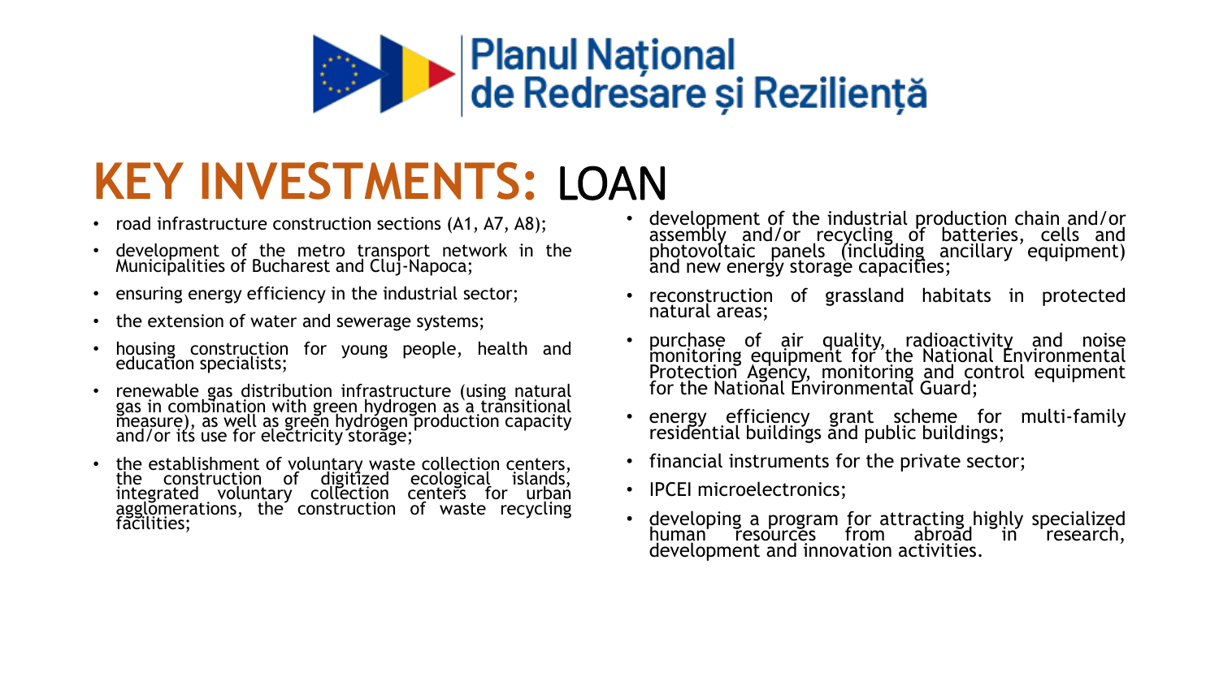Planul Național de Redresare și Reziliență

# KEY INVESTMENTS: LOAN

- road infrastructure construction sections (A1, A7, A8);
- development of the metro transport network in the Municipalities of Bucharest and Cluj-Napoca;
- ensuring energy efficiency in the industrial sector;
- the extension of water and sewerage systems;
- housing construction for young people, health and education specialists;
- renewable gas distribution infrastructure (using natural gas in combination with green hydrogen as a transitional measure), as well as green hydrogen production capacity and/or its use for electricity storage;
- the establishment of voluntary waste collection centers, the construction of digitized ecological islands, integrated voluntary collection centers for urban agglomerations, the construction of waste recycling facilities;
- development of the industrial production chain and/or assembly and/or recycling of batteries, cells and photovoltaic panels (including ancillary equipment) and new energy storage capacities;
- reconstruction of grassland habitats in protected natural areas;
- purchase of air quality, radioactivity and noise monitoring equipment for the National Environmental Protection Agency, monitoring and control equipment for the National Environmental Guard;
- energy efficiency grant scheme for multi-family residential buildings and public buildings;
- financial instruments for the private sector;
- IPCEI microelectronics;
- developing a program for attracting highly specialized human resources from abroad in research, development and innovation activities.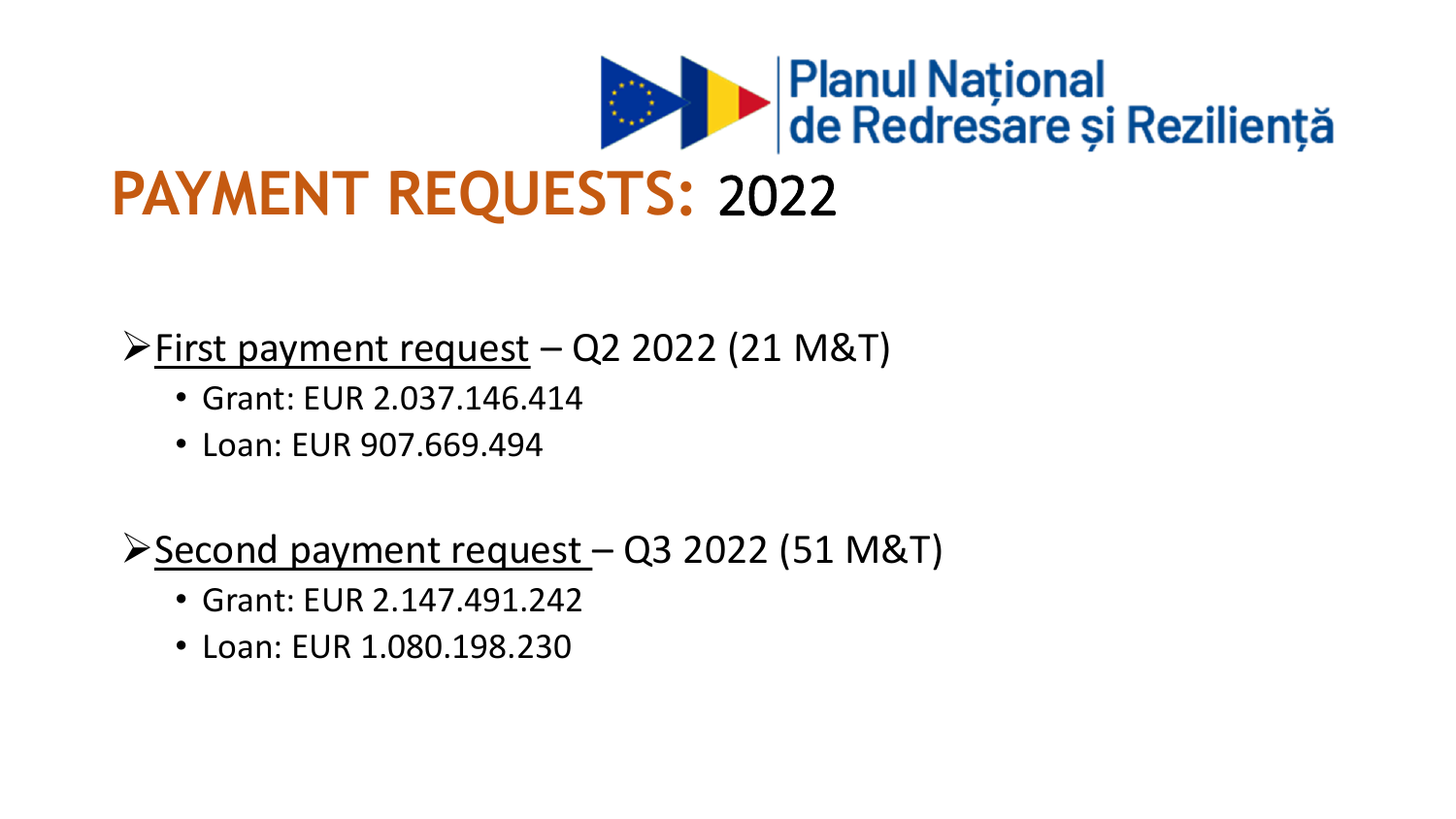Planul Național de Redresare și Reziliență

# PAYMENT REQUESTS: 2022

- First payment request – Q2 2022 (21 M&T)
  - Grant: EUR 2.037.146.414
  - Loan: EUR 907.669.494

- Second payment request – Q3 2022 (51 M&T)
  - Grant: EUR 2.147.491.242
  - Loan: EUR 1.080.198.230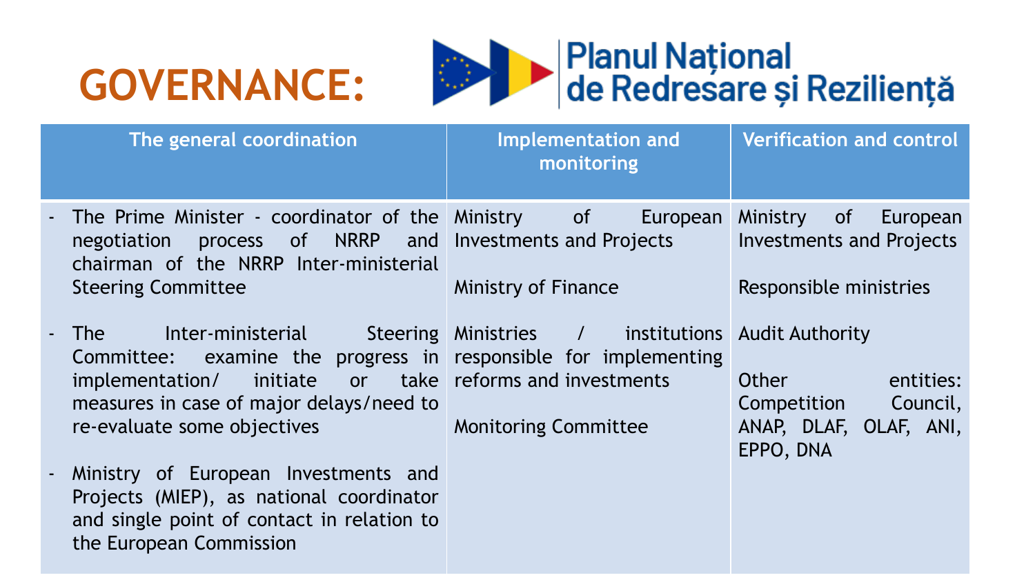# GOVERNANCE:

Planul Național de Redresare și Reziliență

| The general coordination | Implementation and monitoring | Verification and control |
| --- | --- | --- |
| - The Prime Minister - coordinator of the negotiation process of NRRP and chairman of the NRRP Inter-ministerial Steering Committee<br><br>- The Inter-ministerial Steering Committee: examine the progress in implementation/ initiate or take measures in case of major delays/need to re-evaluate some objectives<br><br>- Ministry of European Investments and Projects (MIEP), as national coordinator and single point of contact in relation to the European Commission | Ministry of European Investments and Projects<br><br>Ministry of Finance<br><br>Ministries / institutions responsible for implementing reforms and investments<br><br>Monitoring Committee | Ministry of European Investments and Projects<br><br>Responsible ministries<br><br>Audit Authority<br><br>Other entities: Competition Council, ANAP, DLAF, OLAF, ANI, EPPO, DNA |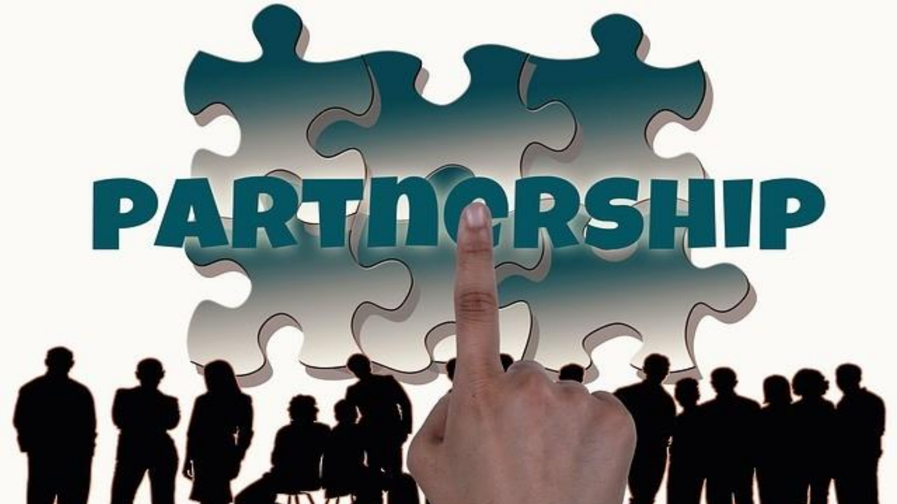PARTNERSHIP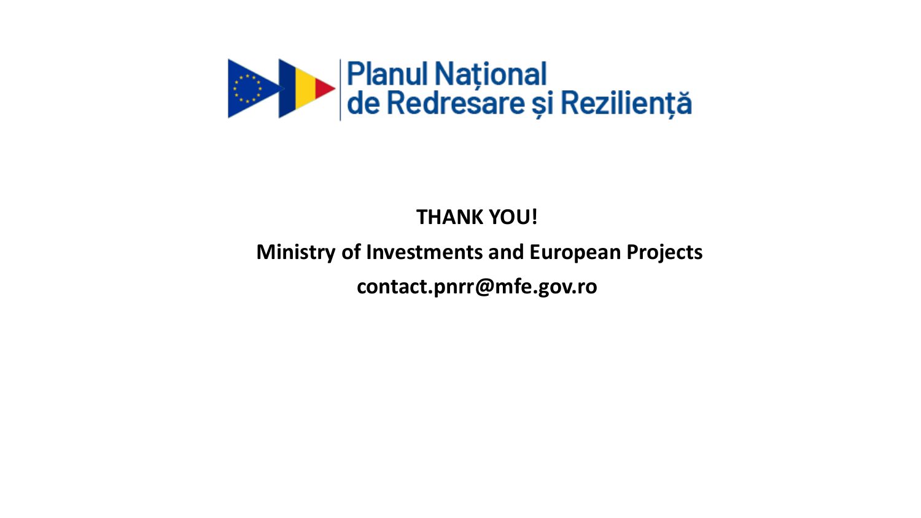Planul Național de Redresare și Reziliență

**THANK YOU!**

**Ministry of Investments and European Projects**

**contact.pnrr@mfe.gov.ro**